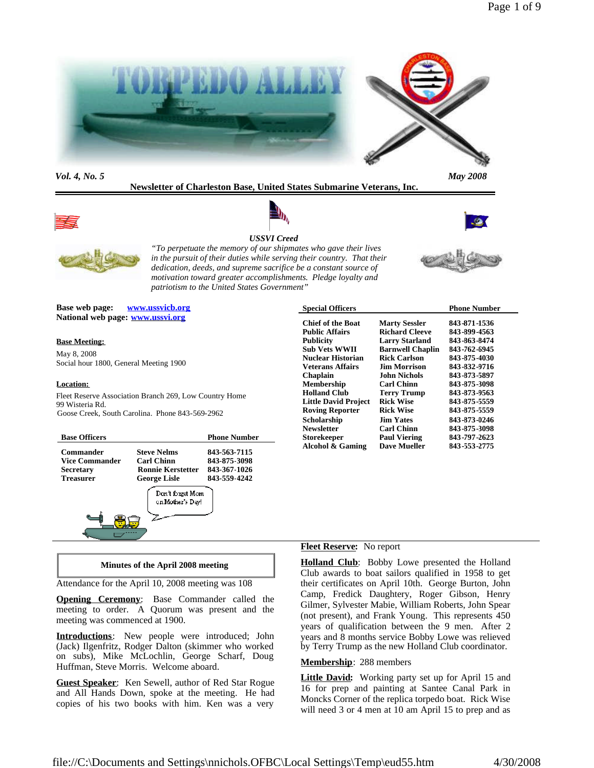# TORPEDO ALLEY

*Vol. 4, No. 5* *May 2008*

**Newsletter of Charleston Base, United States Submarine Veterans, Inc.**

***USSVI Creed***

*"To perpetuate the memory of our shipmates who gave their lives in the pursuit of their duties while serving their country. That their dedication, deeds, and supreme sacrifice be a constant source of motivation toward greater accomplishments. Pledge loyalty and patriotism to the United States Government"*

**Base web page:** www.ussvicb.org
**National web page:** www.ussvi.org

**Base Meeting:**

May 8, 2008
Social hour 1800, General Meeting 1900

**Location:**

Fleet Reserve Association Branch 269, Low Country Home
99 Wisteria Rd.
Goose Creek, South Carolina. Phone 843-569-2962

| Base Officers | | Phone Number |
|---|---|---|
| Commander | Steve Nelms | 843-563-7115 |
| Vice Commander | Carl Chinn | 843-875-3098 |
| Secretary | Ronnie Kerstetter | 843-367-1026 |
| Treasurer | George Lisle | 843-559-4242 |

Don't forget Mom on Mother's Day!

| Special Officers | | Phone Number |
|---|---|---|
| Chief of the Boat | Marty Sessler | 843-871-1536 |
| Public Affairs | Richard Cleeve | 843-899-4563 |
| Publicity | Larry Starland | 843-863-8474 |
| Sub Vets WWII | Barnwell Chaplin | 843-762-6945 |
| Nuclear Historian | Rick Carlson | 843-875-4030 |
| Veterans Affairs | Jim Morrison | 843-832-9716 |
| Chaplain | John Nichols | 843-873-5897 |
| Membership | Carl Chinn | 843-875-3098 |
| Holland Club | Terry Trump | 843-873-9563 |
| Little David Project | Rick Wise | 843-875-5559 |
| Roving Reporter | Rick Wise | 843-875-5559 |
| Scholarship | Jim Yates | 843-873-0246 |
| Newsletter | Carl Chinn | 843-875-3098 |
| Storekeeper | Paul Viering | 843-797-2623 |
| Alcohol & Gaming | Dave Mueller | 843-553-2775 |

## Minutes of the April 2008 meeting

Attendance for the April 10, 2008 meeting was 108

**Opening Ceremony**: Base Commander called the meeting to order. A Quorum was present and the meeting was commenced at 1900.

**Introductions**: New people were introduced; John (Jack) Ilgenfritz, Rodger Dalton (skimmer who worked on subs), Mike McLochlin, George Scharf, Doug Huffman, Steve Morris. Welcome aboard.

**Guest Speaker**: Ken Sewell, author of Red Star Rogue and All Hands Down, spoke at the meeting. He had copies of his two books with him. Ken was a very

**Fleet Reserve:** No report

**Holland Club**: Bobby Lowe presented the Holland Club awards to boat sailors qualified in 1958 to get their certificates on April 10th. George Burton, John Camp, Fredick Daughtery, Roger Gibson, Henry Gilmer, Sylvester Mabie, William Roberts, John Spear (not present), and Frank Young. This represents 450 years of qualification between the 9 men. After 2 years and 8 months service Bobby Lowe was relieved by Terry Trump as the new Holland Club coordinator.

**Membership**: 288 members

**Little David:** Working party set up for April 15 and 16 for prep and painting at Santee Canal Park in Moncks Corner of the replica torpedo boat. Rick Wise will need 3 or 4 men at 10 am April 15 to prep and as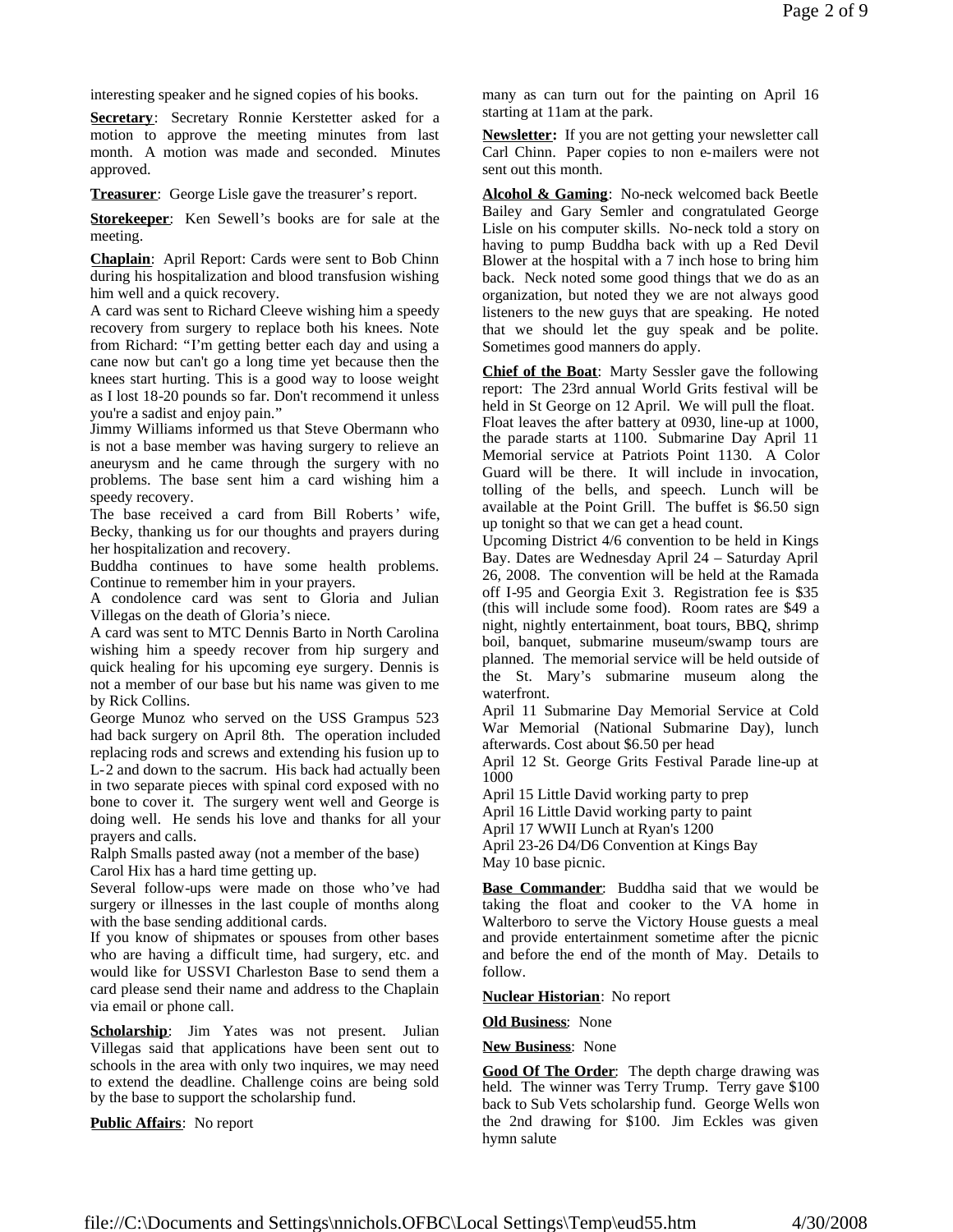interesting speaker and he signed copies of his books.

**Secretary**: Secretary Ronnie Kerstetter asked for a motion to approve the meeting minutes from last month. A motion was made and seconded. Minutes approved.

**Treasurer**: George Lisle gave the treasurer's report.

**Storekeeper**: Ken Sewell's books are for sale at the meeting.

**Chaplain**: April Report: Cards were sent to Bob Chinn during his hospitalization and blood transfusion wishing him well and a quick recovery.

A card was sent to Richard Cleeve wishing him a speedy recovery from surgery to replace both his knees. Note from Richard: "I'm getting better each day and using a cane now but can't go a long time yet because then the knees start hurting. This is a good way to loose weight as I lost 18-20 pounds so far. Don't recommend it unless you're a sadist and enjoy pain."

Jimmy Williams informed us that Steve Obermann who is not a base member was having surgery to relieve an aneurysm and he came through the surgery with no problems. The base sent him a card wishing him a speedy recovery.

The base received a card from Bill Roberts' wife, Becky, thanking us for our thoughts and prayers during her hospitalization and recovery.

Buddha continues to have some health problems. Continue to remember him in your prayers.

A condolence card was sent to Gloria and Julian Villegas on the death of Gloria's niece.

A card was sent to MTC Dennis Barto in North Carolina wishing him a speedy recover from hip surgery and quick healing for his upcoming eye surgery. Dennis is not a member of our base but his name was given to me by Rick Collins.

George Munoz who served on the USS Grampus 523 had back surgery on April 8th. The operation included replacing rods and screws and extending his fusion up to L-2 and down to the sacrum. His back had actually been in two separate pieces with spinal cord exposed with no bone to cover it. The surgery went well and George is doing well. He sends his love and thanks for all your prayers and calls.

Ralph Smalls pasted away (not a member of the base)

Carol Hix has a hard time getting up.

Several follow-ups were made on those who've had surgery or illnesses in the last couple of months along with the base sending additional cards.

If you know of shipmates or spouses from other bases who are having a difficult time, had surgery, etc. and would like for USSVI Charleston Base to send them a card please send their name and address to the Chaplain via email or phone call.

**Scholarship**: Jim Yates was not present. Julian Villegas said that applications have been sent out to schools in the area with only two inquires, we may need to extend the deadline. Challenge coins are being sold by the base to support the scholarship fund.

**Public Affairs**: No report

many as can turn out for the painting on April 16 starting at 11am at the park.

**Newsletter:** If you are not getting your newsletter call Carl Chinn. Paper copies to non e-mailers were not sent out this month.

**Alcohol & Gaming**: No-neck welcomed back Beetle Bailey and Gary Semler and congratulated George Lisle on his computer skills. No-neck told a story on having to pump Buddha back with up a Red Devil Blower at the hospital with a 7 inch hose to bring him back. Neck noted some good things that we do as an organization, but noted they we are not always good listeners to the new guys that are speaking. He noted that we should let the guy speak and be polite. Sometimes good manners do apply.

**Chief of the Boat**: Marty Sessler gave the following report: The 23rd annual World Grits festival will be held in St George on 12 April. We will pull the float. Float leaves the after battery at 0930, line-up at 1000, the parade starts at 1100. Submarine Day April 11 Memorial service at Patriots Point 1130. A Color Guard will be there. It will include in invocation, tolling of the bells, and speech. Lunch will be available at the Point Grill. The buffet is $6.50 sign up tonight so that we can get a head count.

Upcoming District 4/6 convention to be held in Kings Bay. Dates are Wednesday April 24 – Saturday April 26, 2008. The convention will be held at the Ramada off I-95 and Georgia Exit 3. Registration fee is $35 (this will include some food). Room rates are $49 a night, nightly entertainment, boat tours, BBQ, shrimp boil, banquet, submarine museum/swamp tours are planned. The memorial service will be held outside of the St. Mary's submarine museum along the waterfront.

April 11 Submarine Day Memorial Service at Cold War Memorial (National Submarine Day), lunch afterwards. Cost about $6.50 per head

April 12 St. George Grits Festival Parade line-up at 1000

April 15 Little David working party to prep

April 16 Little David working party to paint

April 17 WWII Lunch at Ryan's 1200

April 23-26 D4/D6 Convention at Kings Bay

May 10 base picnic.

**Base Commander**: Buddha said that we would be taking the float and cooker to the VA home in Walterboro to serve the Victory House guests a meal and provide entertainment sometime after the picnic and before the end of the month of May. Details to follow.

**Nuclear Historian**: No report

**Old Business**: None

**New Business**: None

**Good Of The Order**: The depth charge drawing was held. The winner was Terry Trump. Terry gave $100 back to Sub Vets scholarship fund. George Wells won the 2nd drawing for $100. Jim Eckles was given hymn salute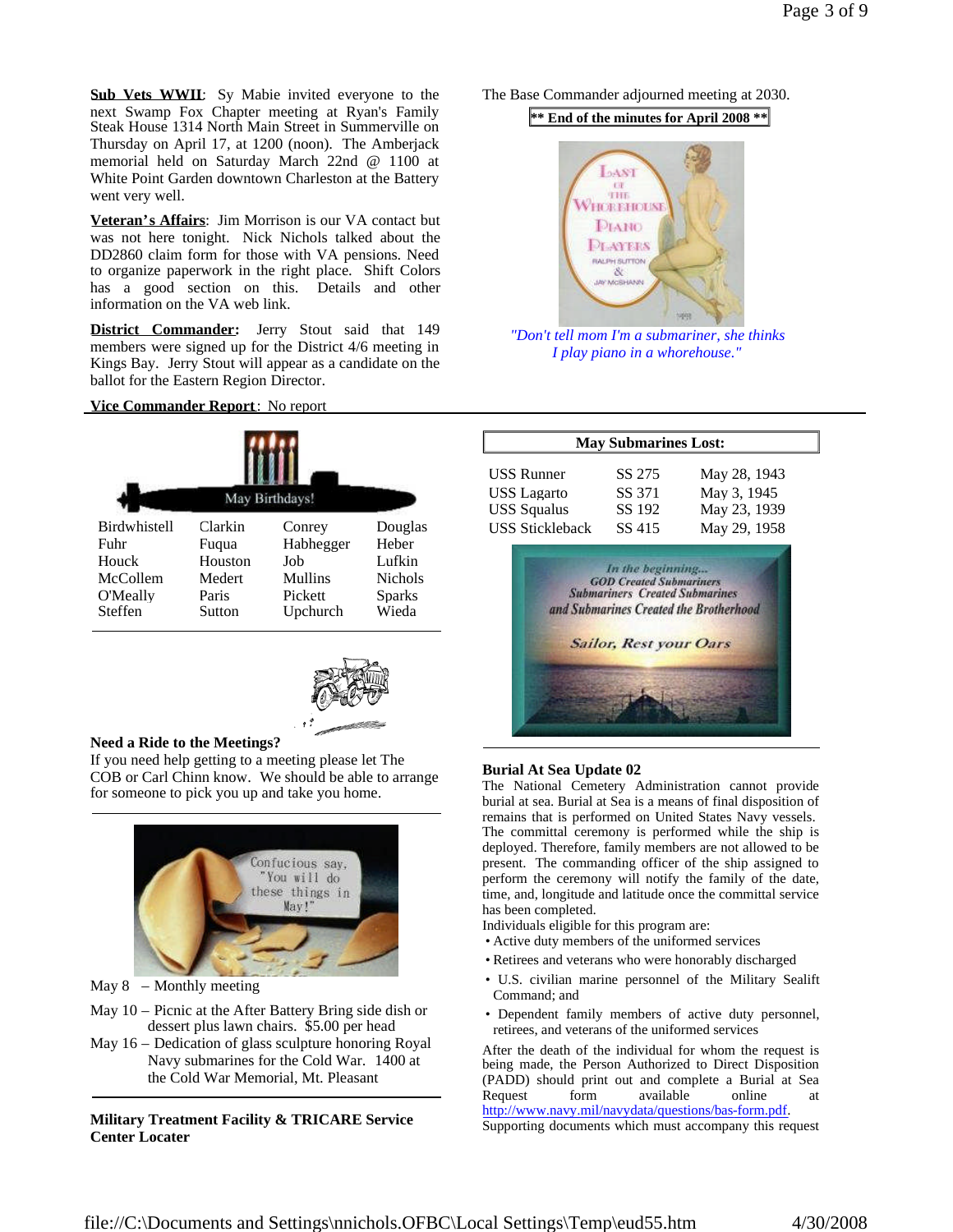**Sub Vets WWII**: Sy Mabie invited everyone to the next Swamp Fox Chapter meeting at Ryan's Family Steak House 1314 North Main Street in Summerville on Thursday on April 17, at 1200 (noon). The Amberjack memorial held on Saturday March 22nd @ 1100 at White Point Garden downtown Charleston at the Battery went very well.

**Veteran's Affairs**: Jim Morrison is our VA contact but was not here tonight. Nick Nichols talked about the DD2860 claim form for those with VA pensions. Need to organize paperwork in the right place. Shift Colors has a good section on this. Details and other information on the VA web link.

**District Commander:** Jerry Stout said that 149 members were signed up for the District 4/6 meeting in Kings Bay. Jerry Stout will appear as a candidate on the ballot for the Eastern Region Director.

**Vice Commander Report**: No report

The Base Commander adjourned meeting at 2030.

**\*\* End of the minutes for April 2008 \*\***

*"Don't tell mom I'm a submariner, she thinks I play piano in a whorehouse."*

May Birthdays!

| | | | |
|---|---|---|---|
| Birdwhistell | Clarkin | Conrey | Douglas |
| Fuhr | Fuqua | Habhegger | Heber |
| Houck | Houston | Job | Lufkin |
| McCollem | Medert | Mullins | Nichols |
| O'Meally | Paris | Pickett | Sparks |
| Steffen | Sutton | Upchurch | Wieda |

**May Submarines Lost:**

| | | |
|---|---|---|
| USS Runner | SS 275 | May 28, 1943 |
| USS Lagarto | SS 371 | May 3, 1945 |
| USS Squalus | SS 192 | May 23, 1939 |
| USS Stickleback | SS 415 | May 29, 1958 |

*In the beginning... GOD Created Submariners Submariners Created Submarines and Submarines Created the Brotherhood*

*Sailor, Rest your Oars*

### Need a Ride to the Meetings?

If you need help getting to a meeting please let The COB or Carl Chinn know. We should be able to arrange for someone to pick you up and take you home.

Confucious say, "You will do these things in May!"

May 8 – Monthly meeting

May 10 – Picnic at the After Battery Bring side dish or dessert plus lawn chairs. $5.00 per head

May 16 – Dedication of glass sculpture honoring Royal Navy submarines for the Cold War. 1400 at the Cold War Memorial, Mt. Pleasant

### Military Treatment Facility & TRICARE Service Center Locater

### Burial At Sea Update 02

The National Cemetery Administration cannot provide burial at sea. Burial at Sea is a means of final disposition of remains that is performed on United States Navy vessels. The committal ceremony is performed while the ship is deployed. Therefore, family members are not allowed to be present. The commanding officer of the ship assigned to perform the ceremony will notify the family of the date, time, and, longitude and latitude once the committal service has been completed.

Individuals eligible for this program are:

- Active duty members of the uniformed services
- Retirees and veterans who were honorably discharged
- U.S. civilian marine personnel of the Military Sealift Command; and
- Dependent family members of active duty personnel, retirees, and veterans of the uniformed services

After the death of the individual for whom the request is being made, the Person Authorized to Direct Disposition (PADD) should print out and complete a Burial at Sea Request form available online at http://www.navy.mil/navydata/questions/bas-form.pdf. Supporting documents which must accompany this request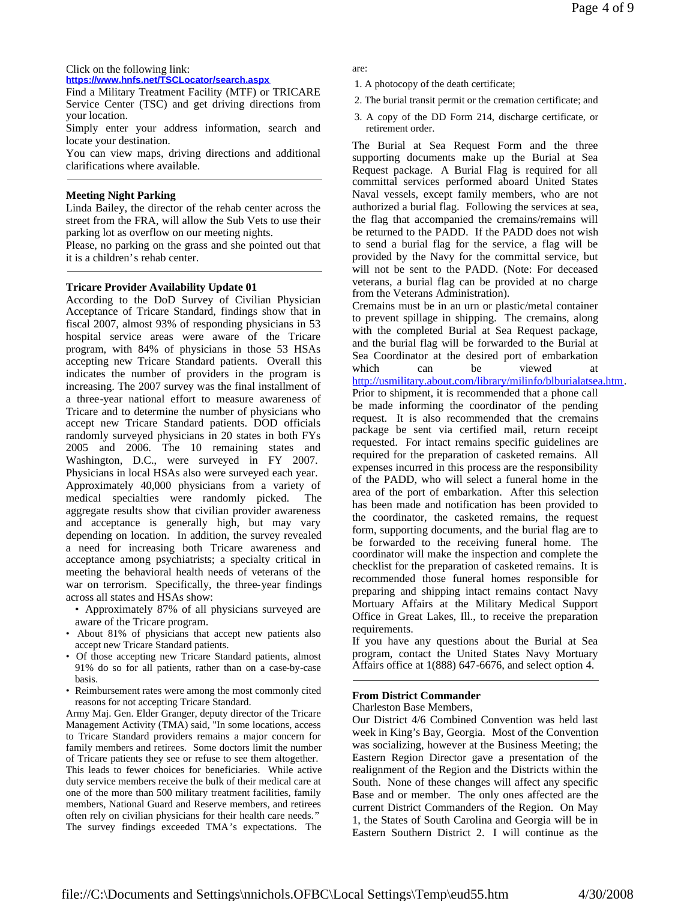Click on the following link:
**https://www.hnfs.net/TSCLocator/search.aspx**

Find a Military Treatment Facility (MTF) or TRICARE Service Center (TSC) and get driving directions from your location.

Simply enter your address information, search and locate your destination.

You can view maps, driving directions and additional clarifications where available.

---

**Meeting Night Parking**

Linda Bailey, the director of the rehab center across the street from the FRA, will allow the Sub Vets to use their parking lot as overflow on our meeting nights.

Please, no parking on the grass and she pointed out that it is a children's rehab center.

---

**Tricare Provider Availability Update 01**

According to the DoD Survey of Civilian Physician Acceptance of Tricare Standard, findings show that in fiscal 2007, almost 93% of responding physicians in 53 hospital service areas were aware of the Tricare program, with 84% of physicians in those 53 HSAs accepting new Tricare Standard patients. Overall this indicates the number of providers in the program is increasing. The 2007 survey was the final installment of a three-year national effort to measure awareness of Tricare and to determine the number of physicians who accept new Tricare Standard patients. DOD officials randomly surveyed physicians in 20 states in both FYs 2005 and 2006. The 10 remaining states and Washington, D.C., were surveyed in FY 2007. Physicians in local HSAs also were surveyed each year. Approximately 40,000 physicians from a variety of medical specialties were randomly picked. The aggregate results show that civilian provider awareness and acceptance is generally high, but may vary depending on location. In addition, the survey revealed a need for increasing both Tricare awareness and acceptance among psychiatrists; a specialty critical in meeting the behavioral health needs of veterans of the war on terrorism. Specifically, the three-year findings across all states and HSAs show:

- Approximately 87% of all physicians surveyed are aware of the Tricare program.
- About 81% of physicians that accept new patients also accept new Tricare Standard patients.
- Of those accepting new Tricare Standard patients, almost 91% do so for all patients, rather than on a case-by-case basis.
- Reimbursement rates were among the most commonly cited reasons for not accepting Tricare Standard.

Army Maj. Gen. Elder Granger, deputy director of the Tricare Management Activity (TMA) said, "In some locations, access to Tricare Standard providers remains a major concern for family members and retirees. Some doctors limit the number of Tricare patients they see or refuse to see them altogether. This leads to fewer choices for beneficiaries. While active duty service members receive the bulk of their medical care at one of the more than 500 military treatment facilities, family members, National Guard and Reserve members, and retirees often rely on civilian physicians for their health care needs." The survey findings exceeded TMA's expectations. The are:

1. A photocopy of the death certificate;
2. The burial transit permit or the cremation certificate; and
3. A copy of the DD Form 214, discharge certificate, or retirement order.

The Burial at Sea Request Form and the three supporting documents make up the Burial at Sea Request package. A Burial Flag is required for all committal services performed aboard United States Naval vessels, except family members, who are not authorized a burial flag. Following the services at sea, the flag that accompanied the cremains/remains will be returned to the PADD. If the PADD does not wish to send a burial flag for the service, a flag will be provided by the Navy for the committal service, but will not be sent to the PADD. (Note: For deceased veterans, a burial flag can be provided at no charge from the Veterans Administration).

Cremains must be in an urn or plastic/metal container to prevent spillage in shipping. The cremains, along with the completed Burial at Sea Request package, and the burial flag will be forwarded to the Burial at Sea Coordinator at the desired port of embarkation which can be viewed at http://usmilitary.about.com/library/milinfo/blburialatsea.htm. Prior to shipment, it is recommended that a phone call be made informing the coordinator of the pending request. It is also recommended that the cremains package be sent via certified mail, return receipt requested. For intact remains specific guidelines are required for the preparation of casketed remains. All expenses incurred in this process are the responsibility of the PADD, who will select a funeral home in the area of the port of embarkation. After this selection has been made and notification has been provided to the coordinator, the casketed remains, the request form, supporting documents, and the burial flag are to be forwarded to the receiving funeral home. The coordinator will make the inspection and complete the checklist for the preparation of casketed remains. It is recommended those funeral homes responsible for preparing and shipping intact remains contact Navy Mortuary Affairs at the Military Medical Support Office in Great Lakes, Ill., to receive the preparation requirements.

If you have any questions about the Burial at Sea program, contact the United States Navy Mortuary Affairs office at 1(888) 647-6676, and select option 4.

---

**From District Commander**

Charleston Base Members,

Our District 4/6 Combined Convention was held last week in King's Bay, Georgia. Most of the Convention was socializing, however at the Business Meeting; the Eastern Region Director gave a presentation of the realignment of the Region and the Districts within the South. None of these changes will affect any specific Base and or member. The only ones affected are the current District Commanders of the Region. On May 1, the States of South Carolina and Georgia will be in Eastern Southern District 2. I will continue as the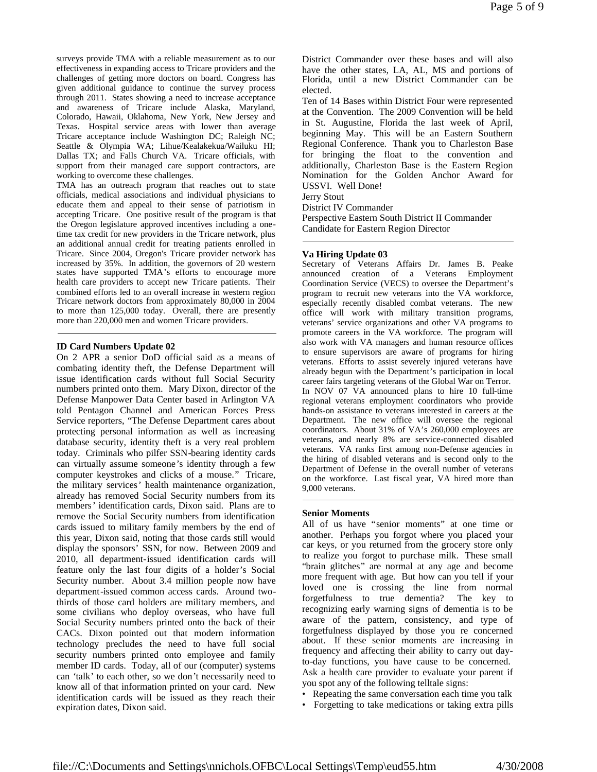surveys provide TMA with a reliable measurement as to our effectiveness in expanding access to Tricare providers and the challenges of getting more doctors on board. Congress has given additional guidance to continue the survey process through 2011. States showing a need to increase acceptance and awareness of Tricare include Alaska, Maryland, Colorado, Hawaii, Oklahoma, New York, New Jersey and Texas. Hospital service areas with lower than average Tricare acceptance include Washington DC; Raleigh NC; Seattle & Olympia WA; Lihue/Kealakekua/Wailuku HI; Dallas TX; and Falls Church VA. Tricare officials, with support from their managed care support contractors, are working to overcome these challenges.

TMA has an outreach program that reaches out to state officials, medical associations and individual physicians to educate them and appeal to their sense of patriotism in accepting Tricare. One positive result of the program is that the Oregon legislature approved incentives including a one-time tax credit for new providers in the Tricare network, plus an additional annual credit for treating patients enrolled in Tricare. Since 2004, Oregon's Tricare provider network has increased by 35%. In addition, the governors of 20 western states have supported TMA's efforts to encourage more health care providers to accept new Tricare patients. Their combined efforts led to an overall increase in western region Tricare network doctors from approximately 80,000 in 2004 to more than 125,000 today. Overall, there are presently more than 220,000 men and women Tricare providers.

---

**ID Card Numbers Update 02**

On 2 APR a senior DoD official said as a means of combating identity theft, the Defense Department will issue identification cards without full Social Security numbers printed onto them. Mary Dixon, director of the Defense Manpower Data Center based in Arlington VA told Pentagon Channel and American Forces Press Service reporters, "The Defense Department cares about protecting personal information as well as increasing database security, identity theft is a very real problem today. Criminals who pilfer SSN-bearing identity cards can virtually assume someone's identity through a few computer keystrokes and clicks of a mouse." Tricare, the military services' health maintenance organization, already has removed Social Security numbers from its members' identification cards, Dixon said. Plans are to remove the Social Security numbers from identification cards issued to military family members by the end of this year, Dixon said, noting that those cards still would display the sponsors' SSN, for now. Between 2009 and 2010, all department-issued identification cards will feature only the last four digits of a holder's Social Security number. About 3.4 million people now have department-issued common access cards. Around two-thirds of those card holders are military members, and some civilians who deploy overseas, who have full Social Security numbers printed onto the back of their CACs. Dixon pointed out that modern information technology precludes the need to have full social security numbers printed onto employee and family member ID cards. Today, all of our (computer) systems can 'talk' to each other, so we don't necessarily need to know all of that information printed on your card. New identification cards will be issued as they reach their expiration dates, Dixon said.

District Commander over these bases and will also have the other states, LA, AL, MS and portions of Florida, until a new District Commander can be elected.

Ten of 14 Bases within District Four were represented at the Convention. The 2009 Convention will be held in St. Augustine, Florida the last week of April, beginning May. This will be an Eastern Southern Regional Conference. Thank you to Charleston Base for bringing the float to the convention and additionally, Charleston Base is the Eastern Region Nomination for the Golden Anchor Award for USSVI. Well Done!

Jerry Stout
District IV Commander
Perspective Eastern South District II Commander
Candidate for Eastern Region Director

---

**Va Hiring Update 03**

Secretary of Veterans Affairs Dr. James B. Peake announced creation of a Veterans Employment Coordination Service (VECS) to oversee the Department's program to recruit new veterans into the VA workforce, especially recently disabled combat veterans. The new office will work with military transition programs, veterans' service organizations and other VA programs to promote careers in the VA workforce. The program will also work with VA managers and human resource offices to ensure supervisors are aware of programs for hiring veterans. Efforts to assist severely injured veterans have already begun with the Department's participation in local career fairs targeting veterans of the Global War on Terror. In NOV 07 VA announced plans to hire 10 full-time regional veterans employment coordinators who provide hands-on assistance to veterans interested in careers at the Department. The new office will oversee the regional coordinators. About 31% of VA's 260,000 employees are veterans, and nearly 8% are service-connected disabled veterans. VA ranks first among non-Defense agencies in the hiring of disabled veterans and is second only to the Department of Defense in the overall number of veterans on the workforce. Last fiscal year, VA hired more than 9,000 veterans.

---

**Senior Moments**

All of us have "senior moments" at one time or another. Perhaps you forgot where you placed your car keys, or you returned from the grocery store only to realize you forgot to purchase milk. These small "brain glitches" are normal at any age and become more frequent with age. But how can you tell if your loved one is crossing the line from normal forgetfulness to true dementia? The key to recognizing early warning signs of dementia is to be aware of the pattern, consistency, and type of forgetfulness displayed by those you re concerned about. If these senior moments are increasing in frequency and affecting their ability to carry out day-to-day functions, you have cause to be concerned. Ask a health care provider to evaluate your parent if you spot any of the following telltale signs:

- Repeating the same conversation each time you talk
- Forgetting to take medications or taking extra pills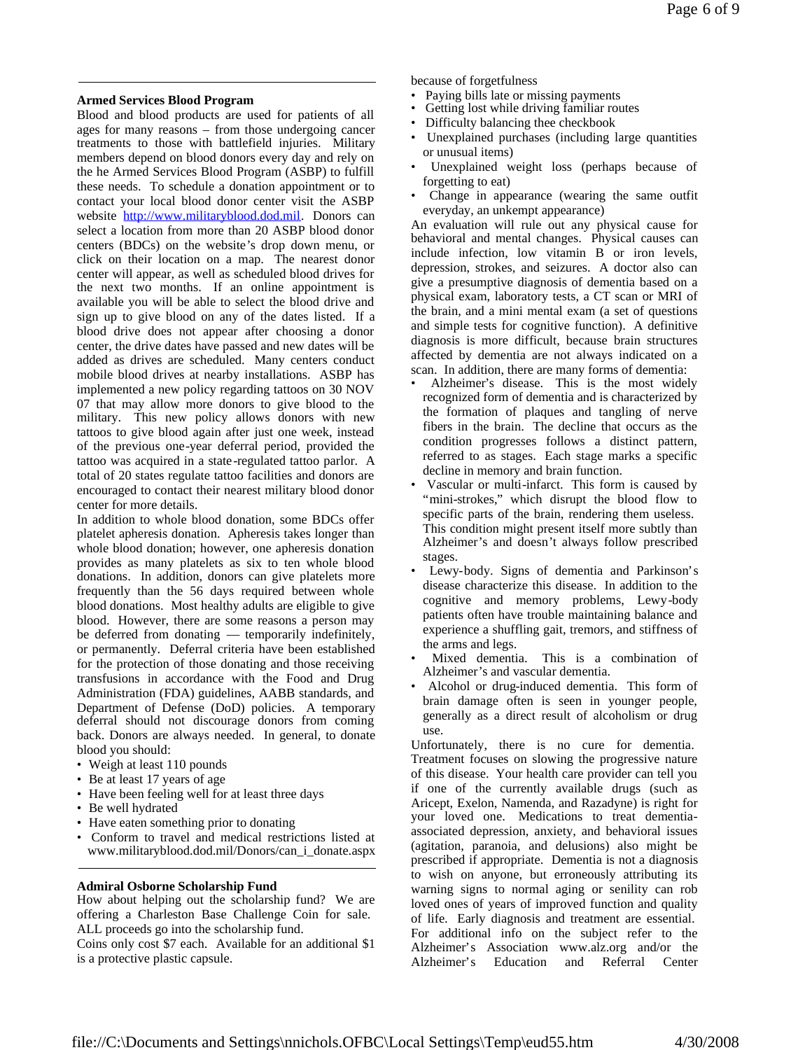## Armed Services Blood Program

Blood and blood products are used for patients of all ages for many reasons – from those undergoing cancer treatments to those with battlefield injuries. Military members depend on blood donors every day and rely on the he Armed Services Blood Program (ASBP) to fulfill these needs. To schedule a donation appointment or to contact your local blood donor center visit the ASBP website http://www.militaryblood.dod.mil. Donors can select a location from more than 20 ASBP blood donor centers (BDCs) on the website's drop down menu, or click on their location on a map. The nearest donor center will appear, as well as scheduled blood drives for the next two months. If an online appointment is available you will be able to select the blood drive and sign up to give blood on any of the dates listed. If a blood drive does not appear after choosing a donor center, the drive dates have passed and new dates will be added as drives are scheduled. Many centers conduct mobile blood drives at nearby installations. ASBP has implemented a new policy regarding tattoos on 30 NOV 07 that may allow more donors to give blood to the military. This new policy allows donors with new tattoos to give blood again after just one week, instead of the previous one-year deferral period, provided the tattoo was acquired in a state-regulated tattoo parlor. A total of 20 states regulate tattoo facilities and donors are encouraged to contact their nearest military blood donor center for more details.

In addition to whole blood donation, some BDCs offer platelet apheresis donation. Apheresis takes longer than whole blood donation; however, one apheresis donation provides as many platelets as six to ten whole blood donations. In addition, donors can give platelets more frequently than the 56 days required between whole blood donations. Most healthy adults are eligible to give blood. However, there are some reasons a person may be deferred from donating — temporarily indefinitely, or permanently. Deferral criteria have been established for the protection of those donating and those receiving transfusions in accordance with the Food and Drug Administration (FDA) guidelines, AABB standards, and Department of Defense (DoD) policies. A temporary deferral should not discourage donors from coming back. Donors are always needed. In general, to donate blood you should:

- Weigh at least 110 pounds
- Be at least 17 years of age
- Have been feeling well for at least three days
- Be well hydrated
- Have eaten something prior to donating
- Conform to travel and medical restrictions listed at www.militaryblood.dod.mil/Donors/can_i_donate.aspx

## Admiral Osborne Scholarship Fund

How about helping out the scholarship fund? We are offering a Charleston Base Challenge Coin for sale. ALL proceeds go into the scholarship fund.

Coins only cost $7 each. Available for an additional $1 is a protective plastic capsule.

because of forgetfulness

- Paying bills late or missing payments
- Getting lost while driving familiar routes
- Difficulty balancing thee checkbook
- Unexplained purchases (including large quantities or unusual items)
- Unexplained weight loss (perhaps because of forgetting to eat)
- Change in appearance (wearing the same outfit everyday, an unkempt appearance)

An evaluation will rule out any physical cause for behavioral and mental changes. Physical causes can include infection, low vitamin B or iron levels, depression, strokes, and seizures. A doctor also can give a presumptive diagnosis of dementia based on a physical exam, laboratory tests, a CT scan or MRI of the brain, and a mini mental exam (a set of questions and simple tests for cognitive function). A definitive diagnosis is more difficult, because brain structures affected by dementia are not always indicated on a scan. In addition, there are many forms of dementia:

- Alzheimer's disease. This is the most widely recognized form of dementia and is characterized by the formation of plaques and tangling of nerve fibers in the brain. The decline that occurs as the condition progresses follows a distinct pattern, referred to as stages. Each stage marks a specific decline in memory and brain function.
- Vascular or multi-infarct. This form is caused by "mini-strokes," which disrupt the blood flow to specific parts of the brain, rendering them useless. This condition might present itself more subtly than Alzheimer's and doesn't always follow prescribed stages.
- Lewy-body. Signs of dementia and Parkinson's disease characterize this disease. In addition to the cognitive and memory problems, Lewy-body patients often have trouble maintaining balance and experience a shuffling gait, tremors, and stiffness of the arms and legs.
- Mixed dementia. This is a combination of Alzheimer's and vascular dementia.
- Alcohol or drug-induced dementia. This form of brain damage often is seen in younger people, generally as a direct result of alcoholism or drug use.

Unfortunately, there is no cure for dementia. Treatment focuses on slowing the progressive nature of this disease. Your health care provider can tell you if one of the currently available drugs (such as Aricept, Exelon, Namenda, and Razadyne) is right for your loved one. Medications to treat dementia-associated depression, anxiety, and behavioral issues (agitation, paranoia, and delusions) also might be prescribed if appropriate. Dementia is not a diagnosis to wish on anyone, but erroneously attributing its warning signs to normal aging or senility can rob loved ones of years of improved function and quality of life. Early diagnosis and treatment are essential. For additional info on the subject refer to the Alzheimer's Association www.alz.org and/or the Alzheimer's Education and Referral Center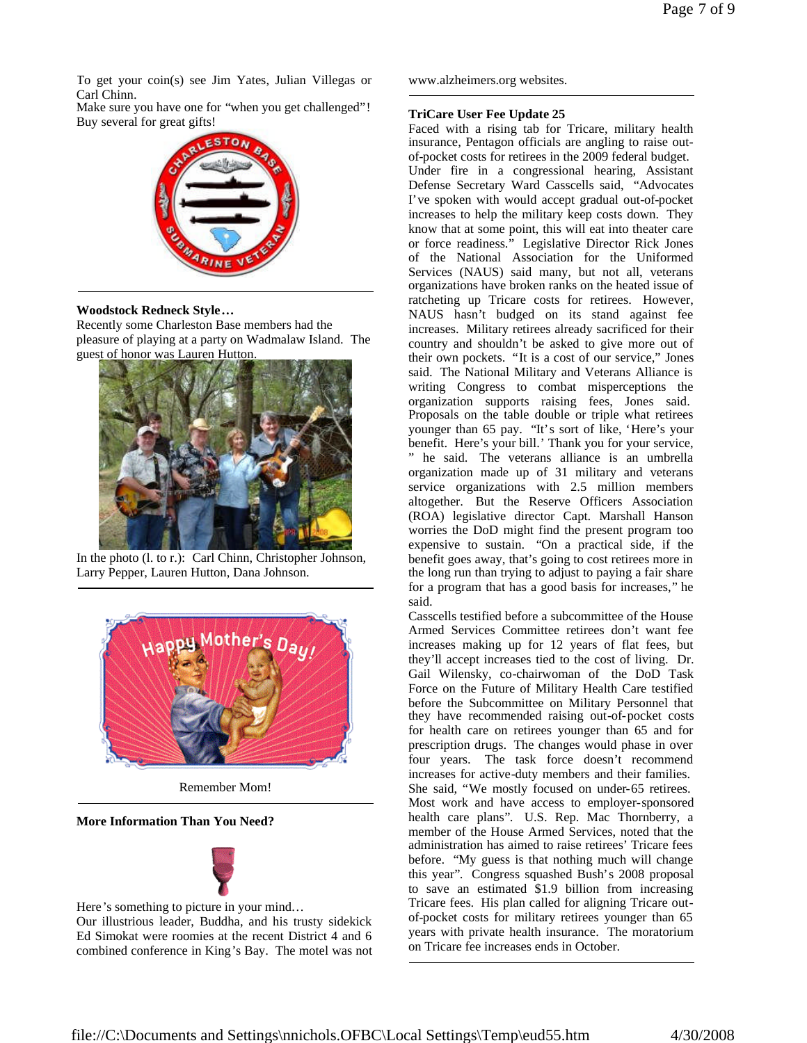To get your coin(s) see Jim Yates, Julian Villegas or Carl Chinn.
Make sure you have one for "when you get challenged"! Buy several for great gifts!

**Woodstock Redneck Style…**

Recently some Charleston Base members had the pleasure of playing at a party on Wadmalaw Island. The guest of honor was Lauren Hutton.

In the photo (l. to r.): Carl Chinn, Christopher Johnson, Larry Pepper, Lauren Hutton, Dana Johnson.

Remember Mom!

**More Information Than You Need?**

Here's something to picture in your mind…
Our illustrious leader, Buddha, and his trusty sidekick Ed Simokat were roomies at the recent District 4 and 6 combined conference in King's Bay. The motel was not

www.alzheimers.org websites.

**TriCare User Fee Update 25**

Faced with a rising tab for Tricare, military health insurance, Pentagon officials are angling to raise out-of-pocket costs for retirees in the 2009 federal budget. Under fire in a congressional hearing, Assistant Defense Secretary Ward Casscells said, "Advocates I've spoken with would accept gradual out-of-pocket increases to help the military keep costs down. They know that at some point, this will eat into theater care or force readiness." Legislative Director Rick Jones of the National Association for the Uniformed Services (NAUS) said many, but not all, veterans organizations have broken ranks on the heated issue of ratcheting up Tricare costs for retirees. However, NAUS hasn't budged on its stand against fee increases. Military retirees already sacrificed for their country and shouldn't be asked to give more out of their own pockets. "It is a cost of our service," Jones said. The National Military and Veterans Alliance is writing Congress to combat misperceptions the organization supports raising fees, Jones said. Proposals on the table double or triple what retirees younger than 65 pay. "It's sort of like, 'Here's your benefit. Here's your bill.' Thank you for your service, " he said. The veterans alliance is an umbrella organization made up of 31 military and veterans service organizations with 2.5 million members altogether. But the Reserve Officers Association (ROA) legislative director Capt. Marshall Hanson worries the DoD might find the present program too expensive to sustain. "On a practical side, if the benefit goes away, that's going to cost retirees more in the long run than trying to adjust to paying a fair share for a program that has a good basis for increases," he said.

Casscells testified before a subcommittee of the House Armed Services Committee retirees don't want fee increases making up for 12 years of flat fees, but they'll accept increases tied to the cost of living. Dr. Gail Wilensky, co-chairwoman of the DoD Task Force on the Future of Military Health Care testified before the Subcommittee on Military Personnel that they have recommended raising out-of-pocket costs for health care on retirees younger than 65 and for prescription drugs. The changes would phase in over four years. The task force doesn't recommend increases for active-duty members and their families. She said, "We mostly focused on under-65 retirees. Most work and have access to employer-sponsored health care plans". U.S. Rep. Mac Thornberry, a member of the House Armed Services, noted that the administration has aimed to raise retirees' Tricare fees before. "My guess is that nothing much will change this year". Congress squashed Bush's 2008 proposal to save an estimated $1.9 billion from increasing Tricare fees. His plan called for aligning Tricare out-of-pocket costs for military retirees younger than 65 years with private health insurance. The moratorium on Tricare fee increases ends in October.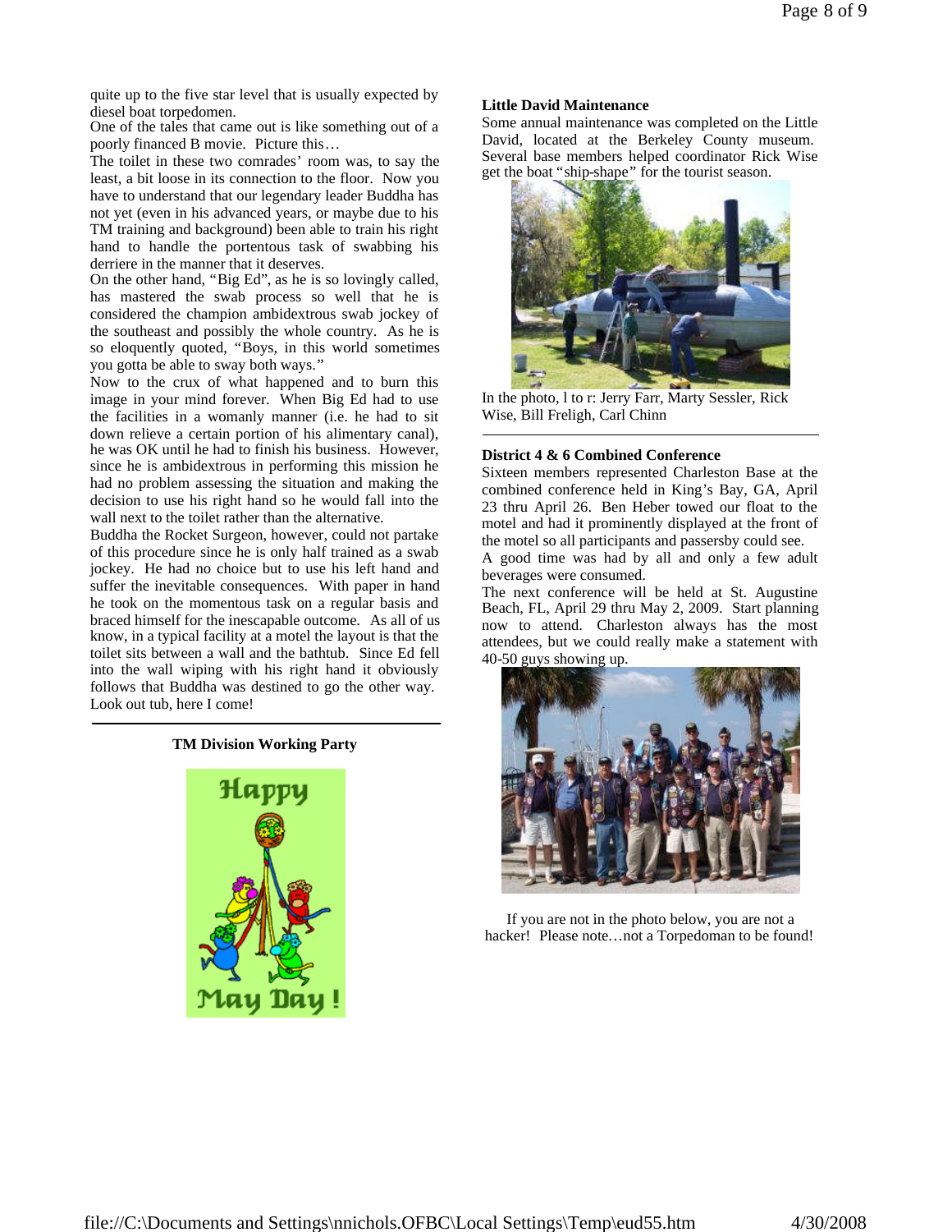quite up to the five star level that is usually expected by diesel boat torpedomen.

One of the tales that came out is like something out of a poorly financed B movie. Picture this…

The toilet in these two comrades' room was, to say the least, a bit loose in its connection to the floor. Now you have to understand that our legendary leader Buddha has not yet (even in his advanced years, or maybe due to his TM training and background) been able to train his right hand to handle the portentous task of swabbing his derriere in the manner that it deserves.

On the other hand, "Big Ed", as he is so lovingly called, has mastered the swab process so well that he is considered the champion ambidextrous swab jockey of the southeast and possibly the whole country. As he is so eloquently quoted, "Boys, in this world sometimes you gotta be able to sway both ways."

Now to the crux of what happened and to burn this image in your mind forever. When Big Ed had to use the facilities in a womanly manner (i.e. he had to sit down relieve a certain portion of his alimentary canal), he was OK until he had to finish his business. However, since he is ambidextrous in performing this mission he had no problem assessing the situation and making the decision to use his right hand so he would fall into the wall next to the toilet rather than the alternative.

Buddha the Rocket Surgeon, however, could not partake of this procedure since he is only half trained as a swab jockey. He had no choice but to use his left hand and suffer the inevitable consequences. With paper in hand he took on the momentous task on a regular basis and braced himself for the inescapable outcome. As all of us know, in a typical facility at a motel the layout is that the toilet sits between a wall and the bathtub. Since Ed fell into the wall wiping with his right hand it obviously follows that Buddha was destined to go the other way. Look out tub, here I come!

---

**TM Division Working Party**

Happy May Day!

**Little David Maintenance**

Some annual maintenance was completed on the Little David, located at the Berkeley County museum. Several base members helped coordinator Rick Wise get the boat "ship-shape" for the tourist season.

In the photo, l to r: Jerry Farr, Marty Sessler, Rick Wise, Bill Freligh, Carl Chinn

---

**District 4 & 6 Combined Conference**

Sixteen members represented Charleston Base at the combined conference held in King's Bay, GA, April 23 thru April 26. Ben Heber towed our float to the motel and had it prominently displayed at the front of the motel so all participants and passersby could see.

A good time was had by all and only a few adult beverages were consumed.

The next conference will be held at St. Augustine Beach, FL, April 29 thru May 2, 2009. Start planning now to attend. Charleston always has the most attendees, but we could really make a statement with 40-50 guys showing up.

If you are not in the photo below, you are not a hacker! Please note…not a Torpedoman to be found!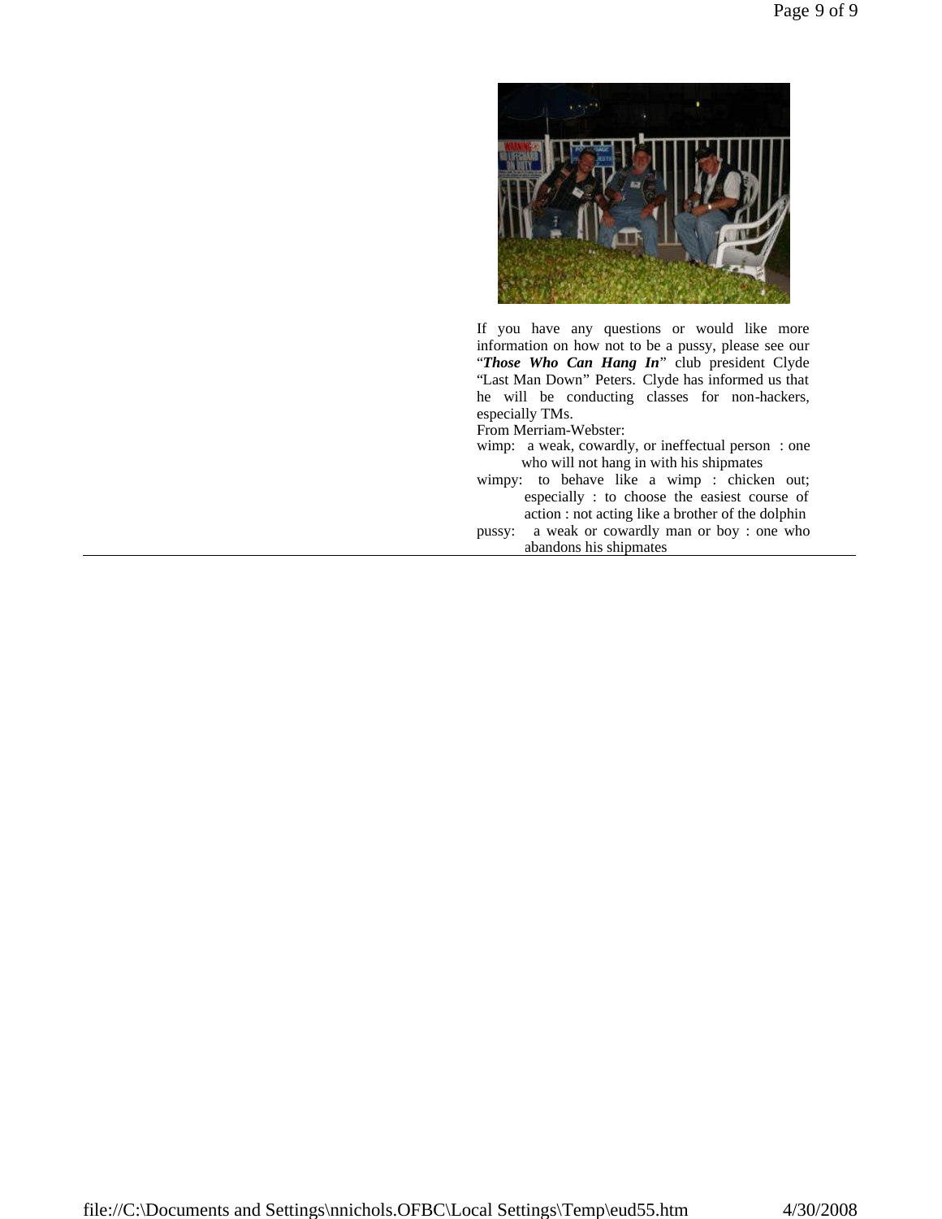If you have any questions or would like more information on how not to be a pussy, please see our "***Those Who Can Hang In***" club president Clyde "Last Man Down" Peters. Clyde has informed us that he will be conducting classes for non-hackers, especially TMs.

From Merriam-Webster:

wimp: a weak, cowardly, or ineffectual person : one who will not hang in with his shipmates

wimpy: to behave like a wimp : chicken out; especially : to choose the easiest course of action : not acting like a brother of the dolphin

pussy: a weak or cowardly man or boy : one who abandons his shipmates